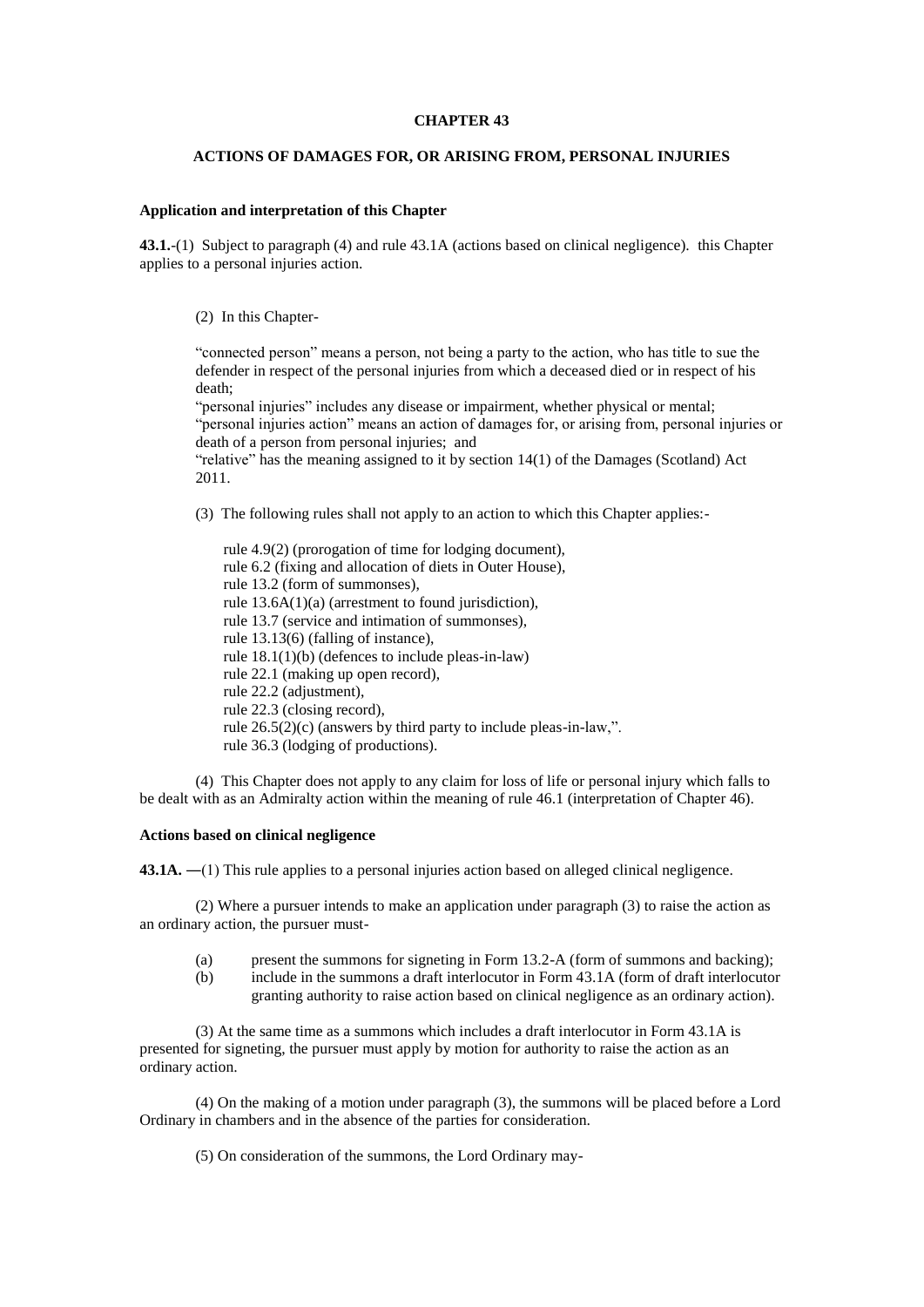# CHAPTER 43

## ACTIONS OF DAMAGES FOR, OR ARISING FROM, PERSONAL INJURIES

### Application and interpretation of this Chapter

**43.1.**-(1) Subject to paragraph (4) and rule 43.1A (actions based on clinical negligence). this Chapter applies to a personal injuries action.

(2) In this Chapter-

"connected person" means a person, not being a party to the action, who has title to sue the defender in respect of the personal injuries from which a deceased died or in respect of his death;

"personal injuries" includes any disease or impairment, whether physical or mental;

"personal injuries action" means an action of damages for, or arising from, personal injuries or death of a person from personal injuries; and

"relative" has the meaning assigned to it by section 14(1) of the Damages (Scotland) Act 2011.

(3) The following rules shall not apply to an action to which this Chapter applies:-

rule 4.9(2) (prorogation of time for lodging document),
rule 6.2 (fixing and allocation of diets in Outer House),
rule 13.2 (form of summonses),
rule 13.6A(1)(a) (arrestment to found jurisdiction),
rule 13.7 (service and intimation of summonses),
rule 13.13(6) (falling of instance),
rule 18.1(1)(b) (defences to include pleas-in-law)
rule 22.1 (making up open record),
rule 22.2 (adjustment),
rule 22.3 (closing record),
rule 26.5(2)(c) (answers by third party to include pleas-in-law,".
rule 36.3 (lodging of productions).

(4) This Chapter does not apply to any claim for loss of life or personal injury which falls to be dealt with as an Admiralty action within the meaning of rule 46.1 (interpretation of Chapter 46).

### Actions based on clinical negligence

**43.1A.** —(1) This rule applies to a personal injuries action based on alleged clinical negligence.

(2) Where a pursuer intends to make an application under paragraph (3) to raise the action as an ordinary action, the pursuer must-

(a) present the summons for signeting in Form 13.2-A (form of summons and backing);

(b) include in the summons a draft interlocutor in Form 43.1A (form of draft interlocutor granting authority to raise action based on clinical negligence as an ordinary action).

(3) At the same time as a summons which includes a draft interlocutor in Form 43.1A is presented for signeting, the pursuer must apply by motion for authority to raise the action as an ordinary action.

(4) On the making of a motion under paragraph (3), the summons will be placed before a Lord Ordinary in chambers and in the absence of the parties for consideration.

(5) On consideration of the summons, the Lord Ordinary may-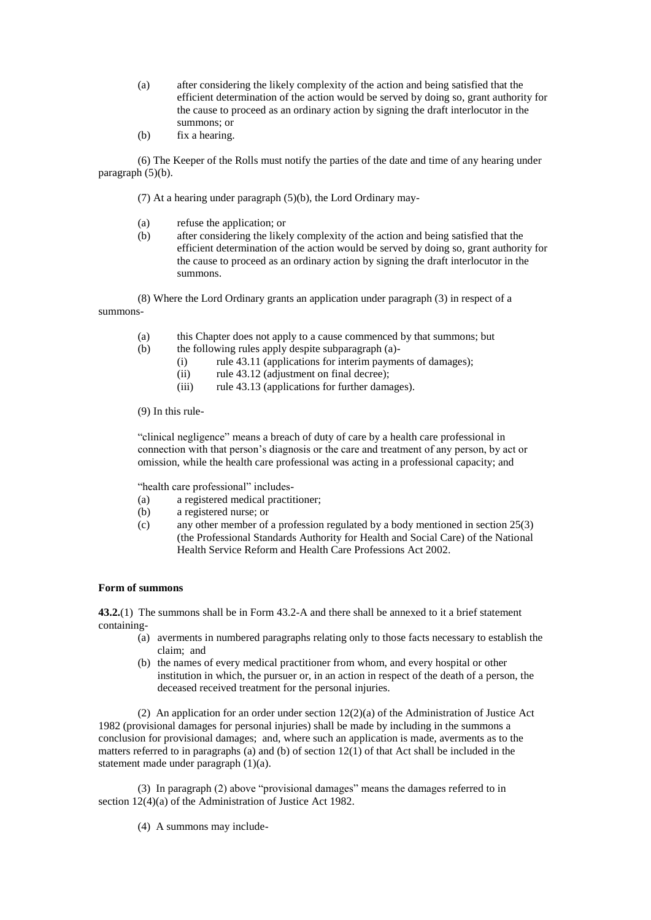(a) after considering the likely complexity of the action and being satisfied that the efficient determination of the action would be served by doing so, grant authority for the cause to proceed as an ordinary action by signing the draft interlocutor in the summons; or

(b) fix a hearing.

(6) The Keeper of the Rolls must notify the parties of the date and time of any hearing under paragraph (5)(b).

(7) At a hearing under paragraph (5)(b), the Lord Ordinary may-

(a) refuse the application; or

(b) after considering the likely complexity of the action and being satisfied that the efficient determination of the action would be served by doing so, grant authority for the cause to proceed as an ordinary action by signing the draft interlocutor in the summons.

(8) Where the Lord Ordinary grants an application under paragraph (3) in respect of a summons-

(a) this Chapter does not apply to a cause commenced by that summons; but

(b) the following rules apply despite subparagraph (a)-
   - (i) rule 43.11 (applications for interim payments of damages);
   - (ii) rule 43.12 (adjustment on final decree);
   - (iii) rule 43.13 (applications for further damages).

(9) In this rule-

"clinical negligence" means a breach of duty of care by a health care professional in connection with that person's diagnosis or the care and treatment of any person, by act or omission, while the health care professional was acting in a professional capacity; and

"health care professional" includes-

(a) a registered medical practitioner;

(b) a registered nurse; or

(c) any other member of a profession regulated by a body mentioned in section 25(3) (the Professional Standards Authority for Health and Social Care) of the National Health Service Reform and Health Care Professions Act 2002.

**Form of summons**

**43.2.**(1) The summons shall be in Form 43.2-A and there shall be annexed to it a brief statement containing-

(a) averments in numbered paragraphs relating only to those facts necessary to establish the claim; and

(b) the names of every medical practitioner from whom, and every hospital or other institution in which, the pursuer or, in an action in respect of the death of a person, the deceased received treatment for the personal injuries.

(2) An application for an order under section 12(2)(a) of the Administration of Justice Act 1982 (provisional damages for personal injuries) shall be made by including in the summons a conclusion for provisional damages; and, where such an application is made, averments as to the matters referred to in paragraphs (a) and (b) of section 12(1) of that Act shall be included in the statement made under paragraph (1)(a).

(3) In paragraph (2) above "provisional damages" means the damages referred to in section 12(4)(a) of the Administration of Justice Act 1982.

(4) A summons may include-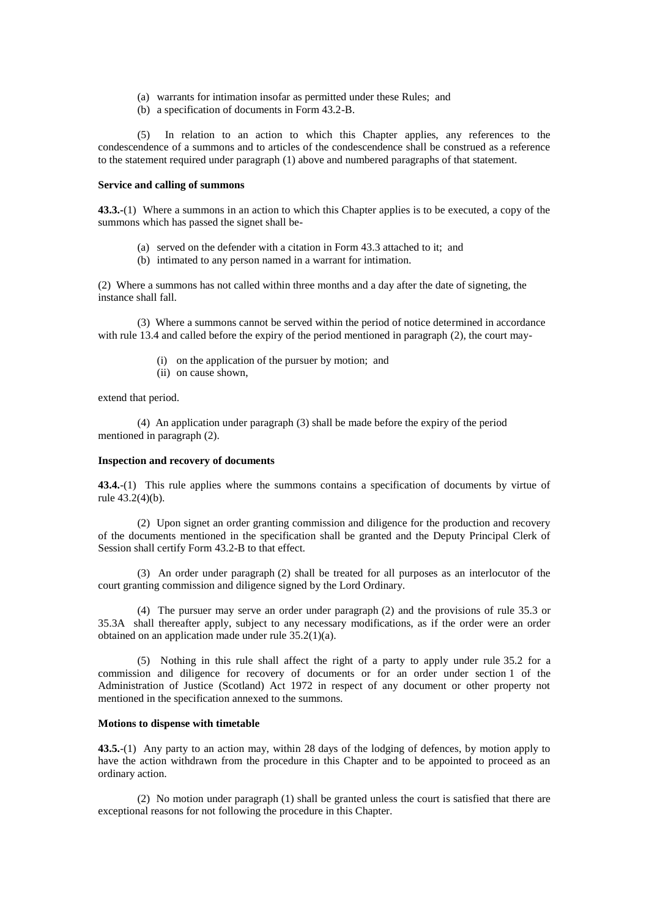(a) warrants for intimation insofar as permitted under these Rules; and
(b) a specification of documents in Form 43.2-B.

(5) In relation to an action to which this Chapter applies, any references to the condescendence of a summons and to articles of the condescendence shall be construed as a reference to the statement required under paragraph (1) above and numbered paragraphs of that statement.

**Service and calling of summons**

**43.3.**-(1) Where a summons in an action to which this Chapter applies is to be executed, a copy of the summons which has passed the signet shall be-

(a) served on the defender with a citation in Form 43.3 attached to it; and
(b) intimated to any person named in a warrant for intimation.

(2) Where a summons has not called within three months and a day after the date of signeting, the instance shall fall.

(3) Where a summons cannot be served within the period of notice determined in accordance with rule 13.4 and called before the expiry of the period mentioned in paragraph (2), the court may-

(i) on the application of the pursuer by motion; and
(ii) on cause shown,

extend that period.

(4) An application under paragraph (3) shall be made before the expiry of the period mentioned in paragraph (2).

**Inspection and recovery of documents**

**43.4.**-(1) This rule applies where the summons contains a specification of documents by virtue of rule 43.2(4)(b).

(2) Upon signet an order granting commission and diligence for the production and recovery of the documents mentioned in the specification shall be granted and the Deputy Principal Clerk of Session shall certify Form 43.2-B to that effect.

(3) An order under paragraph (2) shall be treated for all purposes as an interlocutor of the court granting commission and diligence signed by the Lord Ordinary.

(4) The pursuer may serve an order under paragraph (2) and the provisions of rule 35.3 or 35.3A shall thereafter apply, subject to any necessary modifications, as if the order were an order obtained on an application made under rule 35.2(1)(a).

(5) Nothing in this rule shall affect the right of a party to apply under rule 35.2 for a commission and diligence for recovery of documents or for an order under section 1 of the Administration of Justice (Scotland) Act 1972 in respect of any document or other property not mentioned in the specification annexed to the summons.

**Motions to dispense with timetable**

**43.5.**-(1) Any party to an action may, within 28 days of the lodging of defences, by motion apply to have the action withdrawn from the procedure in this Chapter and to be appointed to proceed as an ordinary action.

(2) No motion under paragraph (1) shall be granted unless the court is satisfied that there are exceptional reasons for not following the procedure in this Chapter.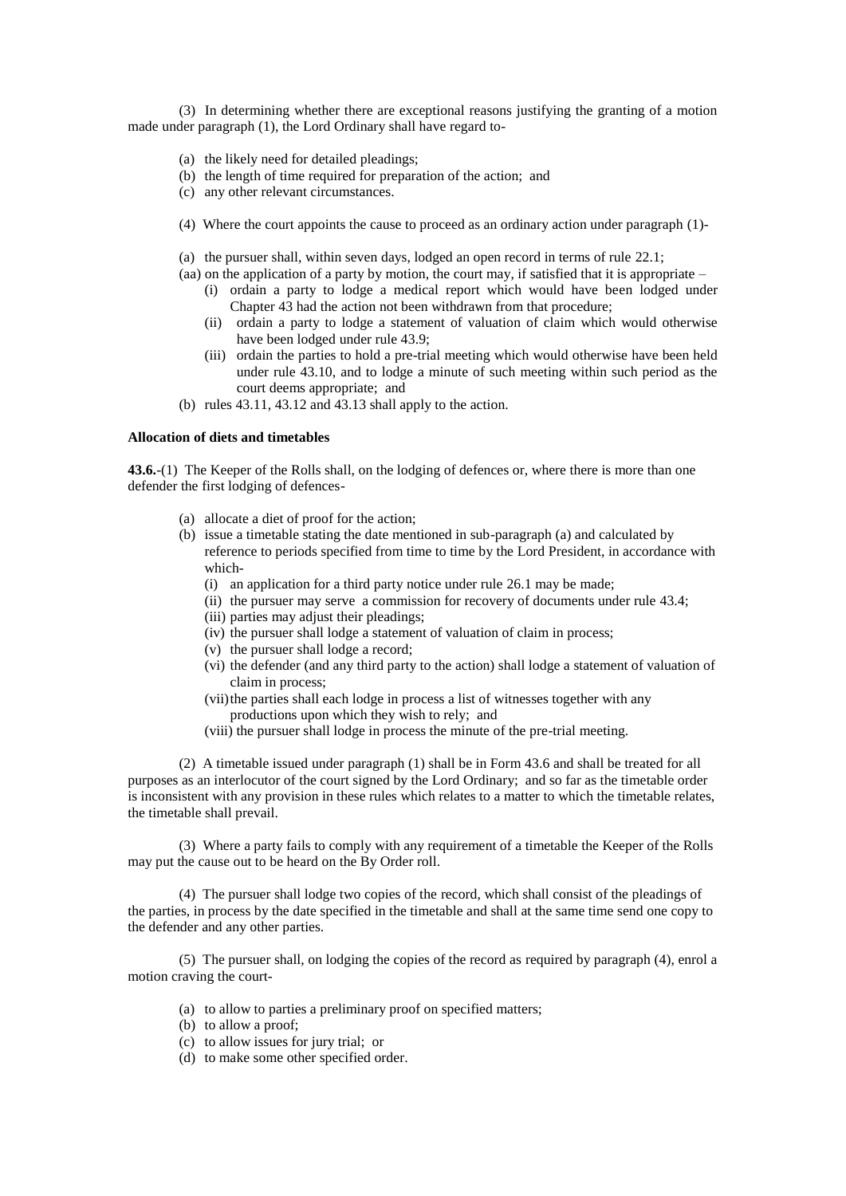(3) In determining whether there are exceptional reasons justifying the granting of a motion made under paragraph (1), the Lord Ordinary shall have regard to-

- (a) the likely need for detailed pleadings;
- (b) the length of time required for preparation of the action; and
- (c) any other relevant circumstances.

(4) Where the court appoints the cause to proceed as an ordinary action under paragraph (1)-

- (a) the pursuer shall, within seven days, lodged an open record in terms of rule 22.1;
- (aa) on the application of a party by motion, the court may, if satisfied that it is appropriate –
  - (i) ordain a party to lodge a medical report which would have been lodged under Chapter 43 had the action not been withdrawn from that procedure;
  - (ii) ordain a party to lodge a statement of valuation of claim which would otherwise have been lodged under rule 43.9;
  - (iii) ordain the parties to hold a pre-trial meeting which would otherwise have been held under rule 43.10, and to lodge a minute of such meeting within such period as the court deems appropriate; and
- (b) rules 43.11, 43.12 and 43.13 shall apply to the action.

**Allocation of diets and timetables**

**43.6.**-(1) The Keeper of the Rolls shall, on the lodging of defences or, where there is more than one defender the first lodging of defences-

- (a) allocate a diet of proof for the action;
- (b) issue a timetable stating the date mentioned in sub-paragraph (a) and calculated by reference to periods specified from time to time by the Lord President, in accordance with which-
  - (i) an application for a third party notice under rule 26.1 may be made;
  - (ii) the pursuer may serve a commission for recovery of documents under rule 43.4;
  - (iii) parties may adjust their pleadings;
  - (iv) the pursuer shall lodge a statement of valuation of claim in process;
  - (v) the pursuer shall lodge a record;
  - (vi) the defender (and any third party to the action) shall lodge a statement of valuation of claim in process;
  - (vii) the parties shall each lodge in process a list of witnesses together with any productions upon which they wish to rely; and
  - (viii) the pursuer shall lodge in process the minute of the pre-trial meeting.

(2) A timetable issued under paragraph (1) shall be in Form 43.6 and shall be treated for all purposes as an interlocutor of the court signed by the Lord Ordinary; and so far as the timetable order is inconsistent with any provision in these rules which relates to a matter to which the timetable relates, the timetable shall prevail.

(3) Where a party fails to comply with any requirement of a timetable the Keeper of the Rolls may put the cause out to be heard on the By Order roll.

(4) The pursuer shall lodge two copies of the record, which shall consist of the pleadings of the parties, in process by the date specified in the timetable and shall at the same time send one copy to the defender and any other parties.

(5) The pursuer shall, on lodging the copies of the record as required by paragraph (4), enrol a motion craving the court-

- (a) to allow to parties a preliminary proof on specified matters;
- (b) to allow a proof;
- (c) to allow issues for jury trial; or
- (d) to make some other specified order.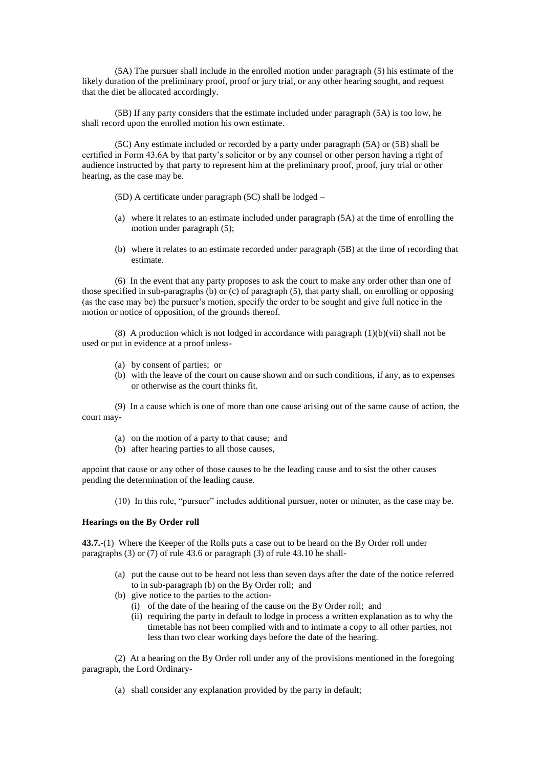(5A) The pursuer shall include in the enrolled motion under paragraph (5) his estimate of the likely duration of the preliminary proof, proof or jury trial, or any other hearing sought, and request that the diet be allocated accordingly.

(5B) If any party considers that the estimate included under paragraph (5A) is too low, he shall record upon the enrolled motion his own estimate.

(5C) Any estimate included or recorded by a party under paragraph (5A) or (5B) shall be certified in Form 43.6A by that party's solicitor or by any counsel or other person having a right of audience instructed by that party to represent him at the preliminary proof, proof, jury trial or other hearing, as the case may be.

(5D) A certificate under paragraph (5C) shall be lodged –

(a) where it relates to an estimate included under paragraph (5A) at the time of enrolling the motion under paragraph (5);

(b) where it relates to an estimate recorded under paragraph (5B) at the time of recording that estimate.

(6) In the event that any party proposes to ask the court to make any order other than one of those specified in sub-paragraphs (b) or (c) of paragraph (5), that party shall, on enrolling or opposing (as the case may be) the pursuer's motion, specify the order to be sought and give full notice in the motion or notice of opposition, of the grounds thereof.

(8) A production which is not lodged in accordance with paragraph (1)(b)(vii) shall not be used or put in evidence at a proof unless-

(a) by consent of parties; or
(b) with the leave of the court on cause shown and on such conditions, if any, as to expenses or otherwise as the court thinks fit.

(9) In a cause which is one of more than one cause arising out of the same cause of action, the court may-

(a) on the motion of a party to that cause; and
(b) after hearing parties to all those causes,

appoint that cause or any other of those causes to be the leading cause and to sist the other causes pending the determination of the leading cause.

(10) In this rule, "pursuer" includes additional pursuer, noter or minuter, as the case may be.

**Hearings on the By Order roll**

**43.7.**-(1) Where the Keeper of the Rolls puts a case out to be heard on the By Order roll under paragraphs (3) or (7) of rule 43.6 or paragraph (3) of rule 43.10 he shall-

(a) put the cause out to be heard not less than seven days after the date of the notice referred to in sub-paragraph (b) on the By Order roll; and
(b) give notice to the parties to the action-
    (i) of the date of the hearing of the cause on the By Order roll; and
    (ii) requiring the party in default to lodge in process a written explanation as to why the timetable has not been complied with and to intimate a copy to all other parties, not less than two clear working days before the date of the hearing.

(2) At a hearing on the By Order roll under any of the provisions mentioned in the foregoing paragraph, the Lord Ordinary-

(a) shall consider any explanation provided by the party in default;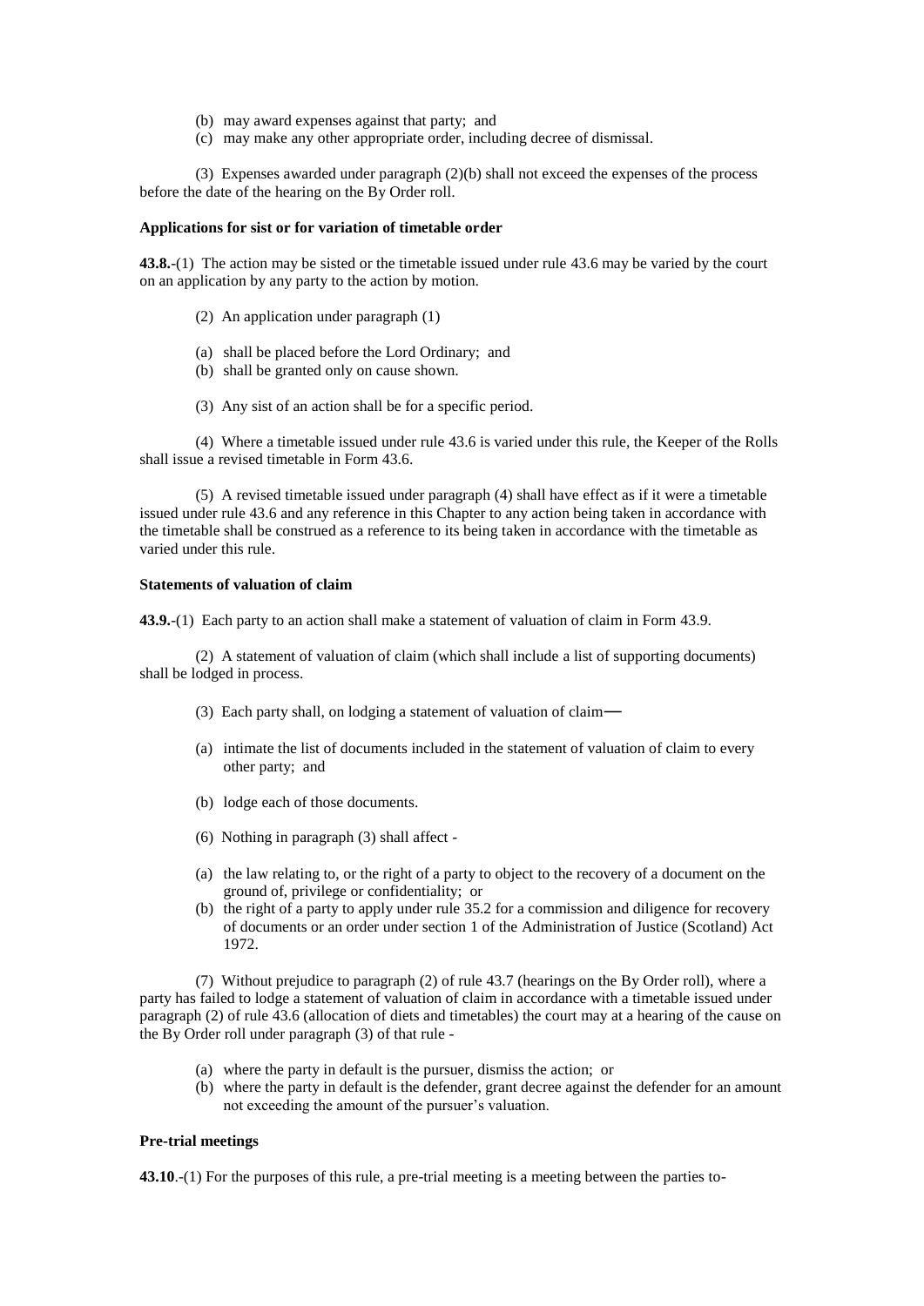(b) may award expenses against that party; and
(c) may make any other appropriate order, including decree of dismissal.

(3) Expenses awarded under paragraph (2)(b) shall not exceed the expenses of the process before the date of the hearing on the By Order roll.

**Applications for sist or for variation of timetable order**

**43.8.**-(1) The action may be sisted or the timetable issued under rule 43.6 may be varied by the court on an application by any party to the action by motion.

(2) An application under paragraph (1)

(a) shall be placed before the Lord Ordinary; and
(b) shall be granted only on cause shown.

(3) Any sist of an action shall be for a specific period.

(4) Where a timetable issued under rule 43.6 is varied under this rule, the Keeper of the Rolls shall issue a revised timetable in Form 43.6.

(5) A revised timetable issued under paragraph (4) shall have effect as if it were a timetable issued under rule 43.6 and any reference in this Chapter to any action being taken in accordance with the timetable shall be construed as a reference to its being taken in accordance with the timetable as varied under this rule.

**Statements of valuation of claim**

**43.9.**-(1) Each party to an action shall make a statement of valuation of claim in Form 43.9.

(2) A statement of valuation of claim (which shall include a list of supporting documents) shall be lodged in process.

(3) Each party shall, on lodging a statement of valuation of claim—

(a) intimate the list of documents included in the statement of valuation of claim to every other party; and

(b) lodge each of those documents.

(6) Nothing in paragraph (3) shall affect -

(a) the law relating to, or the right of a party to object to the recovery of a document on the ground of, privilege or confidentiality; or
(b) the right of a party to apply under rule 35.2 for a commission and diligence for recovery of documents or an order under section 1 of the Administration of Justice (Scotland) Act 1972.

(7) Without prejudice to paragraph (2) of rule 43.7 (hearings on the By Order roll), where a party has failed to lodge a statement of valuation of claim in accordance with a timetable issued under paragraph (2) of rule 43.6 (allocation of diets and timetables) the court may at a hearing of the cause on the By Order roll under paragraph (3) of that rule -

(a) where the party in default is the pursuer, dismiss the action; or
(b) where the party in default is the defender, grant decree against the defender for an amount not exceeding the amount of the pursuer's valuation.

**Pre-trial meetings**

**43.10**.-(1) For the purposes of this rule, a pre-trial meeting is a meeting between the parties to-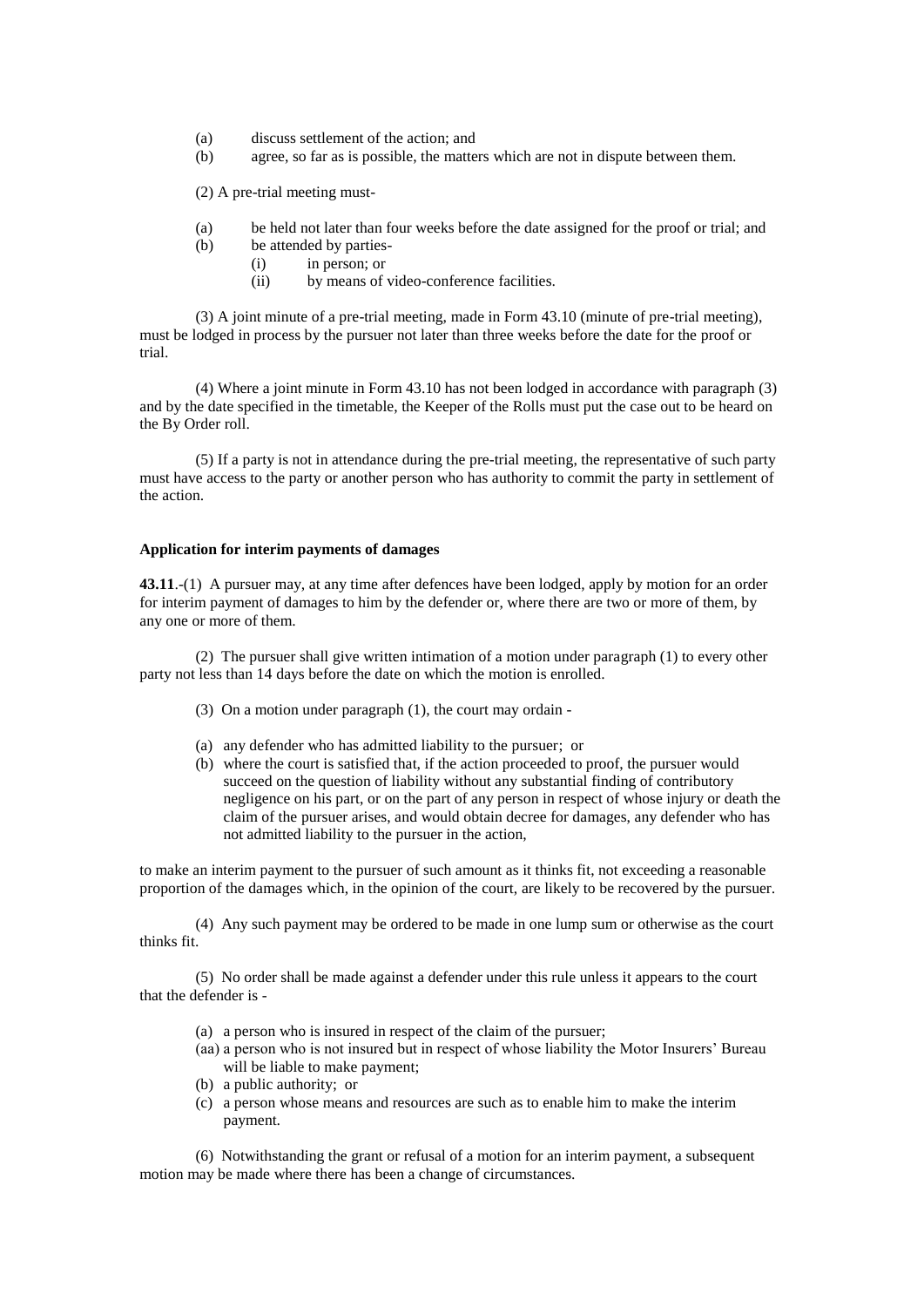(a) discuss settlement of the action; and
(b) agree, so far as is possible, the matters which are not in dispute between them.

(2) A pre-trial meeting must-

(a) be held not later than four weeks before the date assigned for the proof or trial; and
(b) be attended by parties-
    (i) in person; or
    (ii) by means of video-conference facilities.

(3) A joint minute of a pre-trial meeting, made in Form 43.10 (minute of pre-trial meeting), must be lodged in process by the pursuer not later than three weeks before the date for the proof or trial.

(4) Where a joint minute in Form 43.10 has not been lodged in accordance with paragraph (3) and by the date specified in the timetable, the Keeper of the Rolls must put the case out to be heard on the By Order roll.

(5) If a party is not in attendance during the pre-trial meeting, the representative of such party must have access to the party or another person who has authority to commit the party in settlement of the action.

**Application for interim payments of damages**

**43.11**.-(1) A pursuer may, at any time after defences have been lodged, apply by motion for an order for interim payment of damages to him by the defender or, where there are two or more of them, by any one or more of them.

(2) The pursuer shall give written intimation of a motion under paragraph (1) to every other party not less than 14 days before the date on which the motion is enrolled.

(3) On a motion under paragraph (1), the court may ordain -

(a) any defender who has admitted liability to the pursuer; or
(b) where the court is satisfied that, if the action proceeded to proof, the pursuer would succeed on the question of liability without any substantial finding of contributory negligence on his part, or on the part of any person in respect of whose injury or death the claim of the pursuer arises, and would obtain decree for damages, any defender who has not admitted liability to the pursuer in the action,

to make an interim payment to the pursuer of such amount as it thinks fit, not exceeding a reasonable proportion of the damages which, in the opinion of the court, are likely to be recovered by the pursuer.

(4) Any such payment may be ordered to be made in one lump sum or otherwise as the court thinks fit.

(5) No order shall be made against a defender under this rule unless it appears to the court that the defender is -

(a) a person who is insured in respect of the claim of the pursuer;
(aa) a person who is not insured but in respect of whose liability the Motor Insurers' Bureau will be liable to make payment;
(b) a public authority; or
(c) a person whose means and resources are such as to enable him to make the interim payment.

(6) Notwithstanding the grant or refusal of a motion for an interim payment, a subsequent motion may be made where there has been a change of circumstances.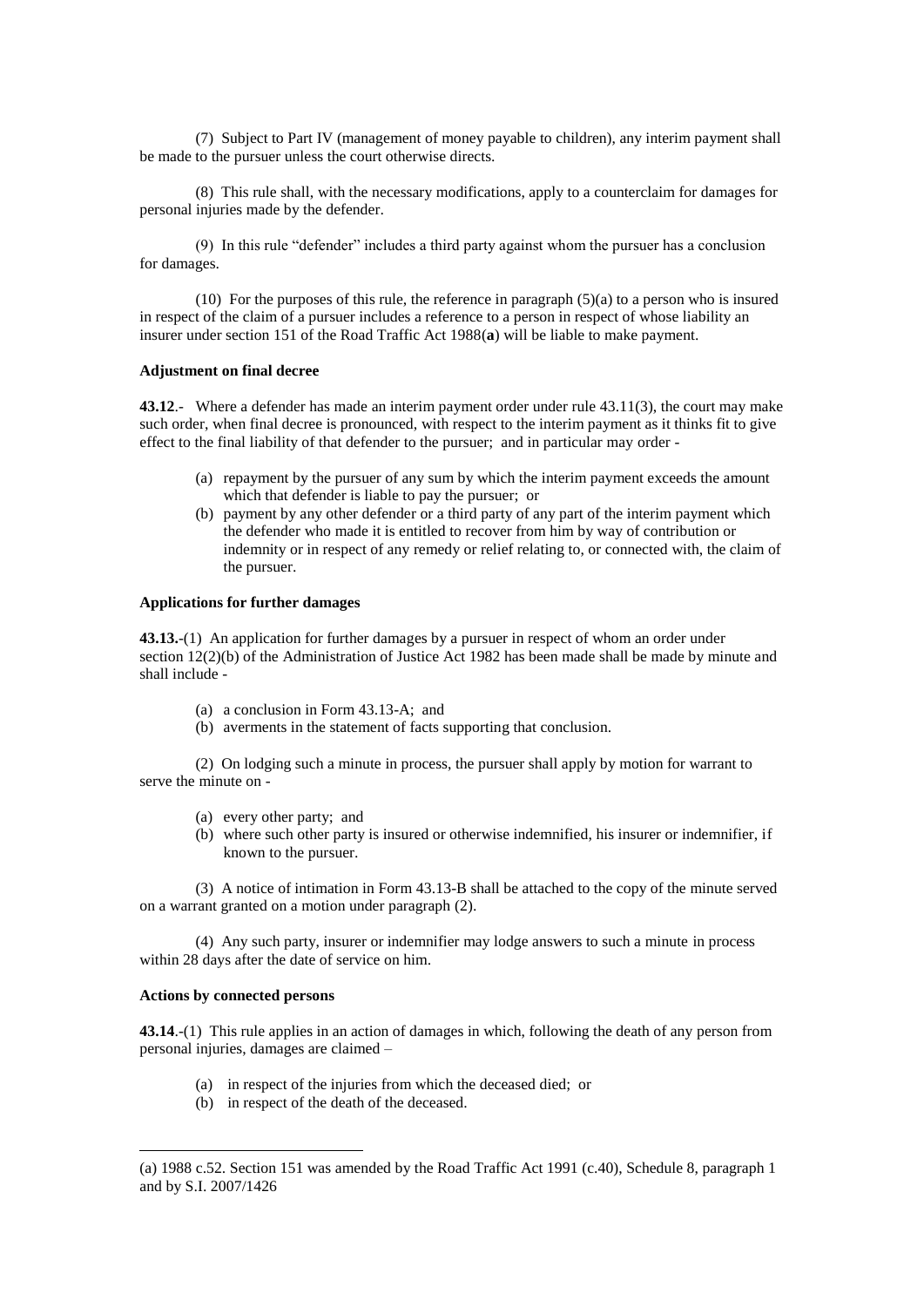(7) Subject to Part IV (management of money payable to children), any interim payment shall be made to the pursuer unless the court otherwise directs.

(8) This rule shall, with the necessary modifications, apply to a counterclaim for damages for personal injuries made by the defender.

(9) In this rule "defender" includes a third party against whom the pursuer has a conclusion for damages.

(10) For the purposes of this rule, the reference in paragraph (5)(a) to a person who is insured in respect of the claim of a pursuer includes a reference to a person in respect of whose liability an insurer under section 151 of the Road Traffic Act 1988(**a**) will be liable to make payment.

**Adjustment on final decree**

**43.12**.- Where a defender has made an interim payment order under rule 43.11(3), the court may make such order, when final decree is pronounced, with respect to the interim payment as it thinks fit to give effect to the final liability of that defender to the pursuer; and in particular may order -

- (a) repayment by the pursuer of any sum by which the interim payment exceeds the amount which that defender is liable to pay the pursuer; or
- (b) payment by any other defender or a third party of any part of the interim payment which the defender who made it is entitled to recover from him by way of contribution or indemnity or in respect of any remedy or relief relating to, or connected with, the claim of the pursuer.

**Applications for further damages**

**43.13.**-(1) An application for further damages by a pursuer in respect of whom an order under section 12(2)(b) of the Administration of Justice Act 1982 has been made shall be made by minute and shall include -

- (a) a conclusion in Form 43.13-A; and
- (b) averments in the statement of facts supporting that conclusion.

(2) On lodging such a minute in process, the pursuer shall apply by motion for warrant to serve the minute on -

- (a) every other party; and
- (b) where such other party is insured or otherwise indemnified, his insurer or indemnifier, if known to the pursuer.

(3) A notice of intimation in Form 43.13-B shall be attached to the copy of the minute served on a warrant granted on a motion under paragraph (2).

(4) Any such party, insurer or indemnifier may lodge answers to such a minute in process within 28 days after the date of service on him.

**Actions by connected persons**

**43.14**.-(1) This rule applies in an action of damages in which, following the death of any person from personal injuries, damages are claimed –

- (a) in respect of the injuries from which the deceased died; or
- (b) in respect of the death of the deceased.

(a) 1988 c.52. Section 151 was amended by the Road Traffic Act 1991 (c.40), Schedule 8, paragraph 1 and by S.I. 2007/1426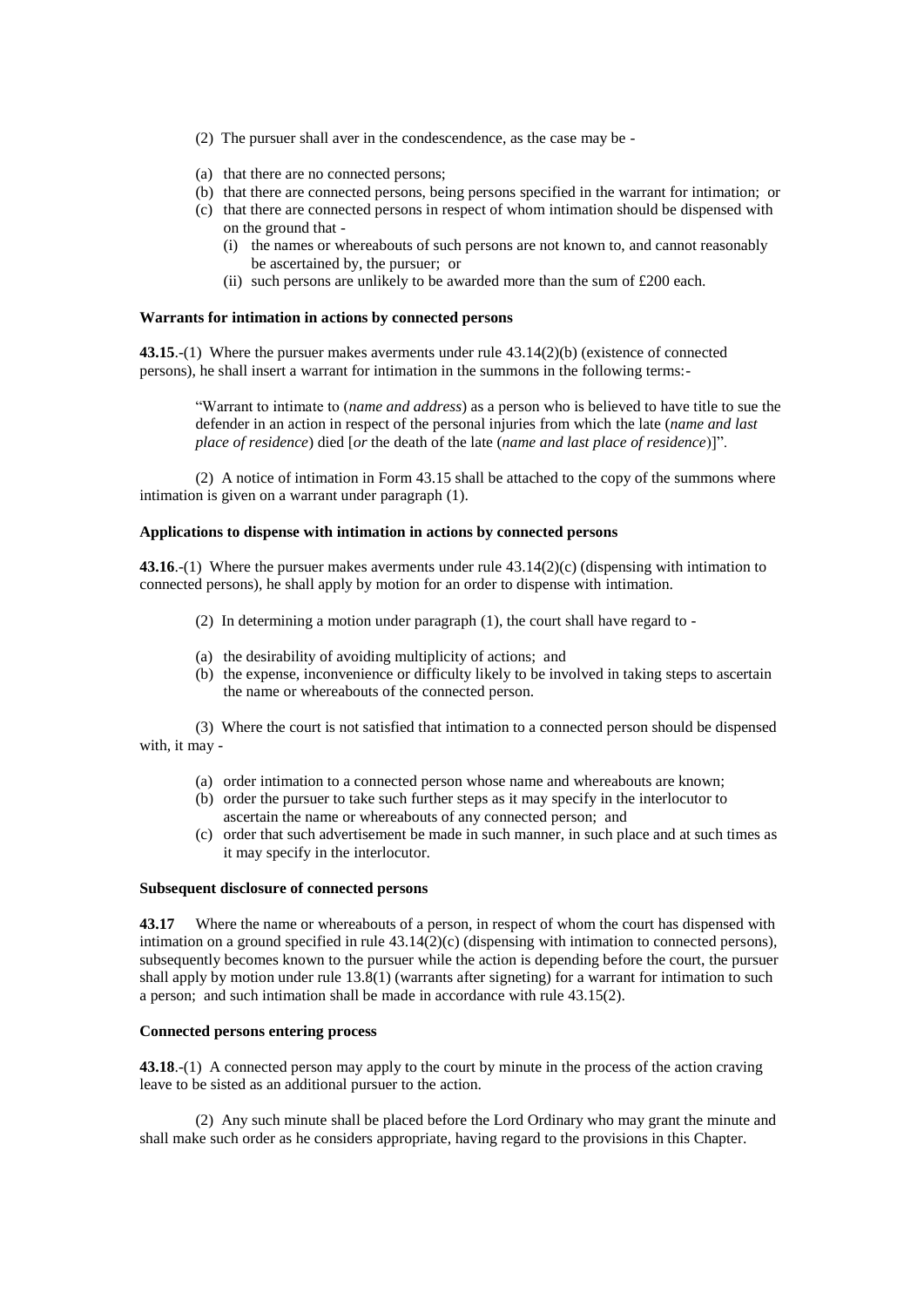(2) The pursuer shall aver in the condescendence, as the case may be -

(a) that there are no connected persons;
(b) that there are connected persons, being persons specified in the warrant for intimation; or
(c) that there are connected persons in respect of whom intimation should be dispensed with on the ground that -
  (i) the names or whereabouts of such persons are not known to, and cannot reasonably be ascertained by, the pursuer; or
  (ii) such persons are unlikely to be awarded more than the sum of £200 each.

**Warrants for intimation in actions by connected persons**

**43.15**.-(1) Where the pursuer makes averments under rule 43.14(2)(b) (existence of connected persons), he shall insert a warrant for intimation in the summons in the following terms:-

> "Warrant to intimate to (*name and address*) as a person who is believed to have title to sue the defender in an action in respect of the personal injuries from which the late (*name and last place of residence*) died [*or* the death of the late (*name and last place of residence*)]".

(2) A notice of intimation in Form 43.15 shall be attached to the copy of the summons where intimation is given on a warrant under paragraph (1).

**Applications to dispense with intimation in actions by connected persons**

**43.16**.-(1) Where the pursuer makes averments under rule 43.14(2)(c) (dispensing with intimation to connected persons), he shall apply by motion for an order to dispense with intimation.

(2) In determining a motion under paragraph (1), the court shall have regard to -

(a) the desirability of avoiding multiplicity of actions; and
(b) the expense, inconvenience or difficulty likely to be involved in taking steps to ascertain the name or whereabouts of the connected person.

(3) Where the court is not satisfied that intimation to a connected person should be dispensed with, it may -

(a) order intimation to a connected person whose name and whereabouts are known;
(b) order the pursuer to take such further steps as it may specify in the interlocutor to ascertain the name or whereabouts of any connected person; and
(c) order that such advertisement be made in such manner, in such place and at such times as it may specify in the interlocutor.

**Subsequent disclosure of connected persons**

**43.17** Where the name or whereabouts of a person, in respect of whom the court has dispensed with intimation on a ground specified in rule 43.14(2)(c) (dispensing with intimation to connected persons), subsequently becomes known to the pursuer while the action is depending before the court, the pursuer shall apply by motion under rule 13.8(1) (warrants after signeting) for a warrant for intimation to such a person; and such intimation shall be made in accordance with rule 43.15(2).

**Connected persons entering process**

**43.18**.-(1) A connected person may apply to the court by minute in the process of the action craving leave to be sisted as an additional pursuer to the action.

(2) Any such minute shall be placed before the Lord Ordinary who may grant the minute and shall make such order as he considers appropriate, having regard to the provisions in this Chapter.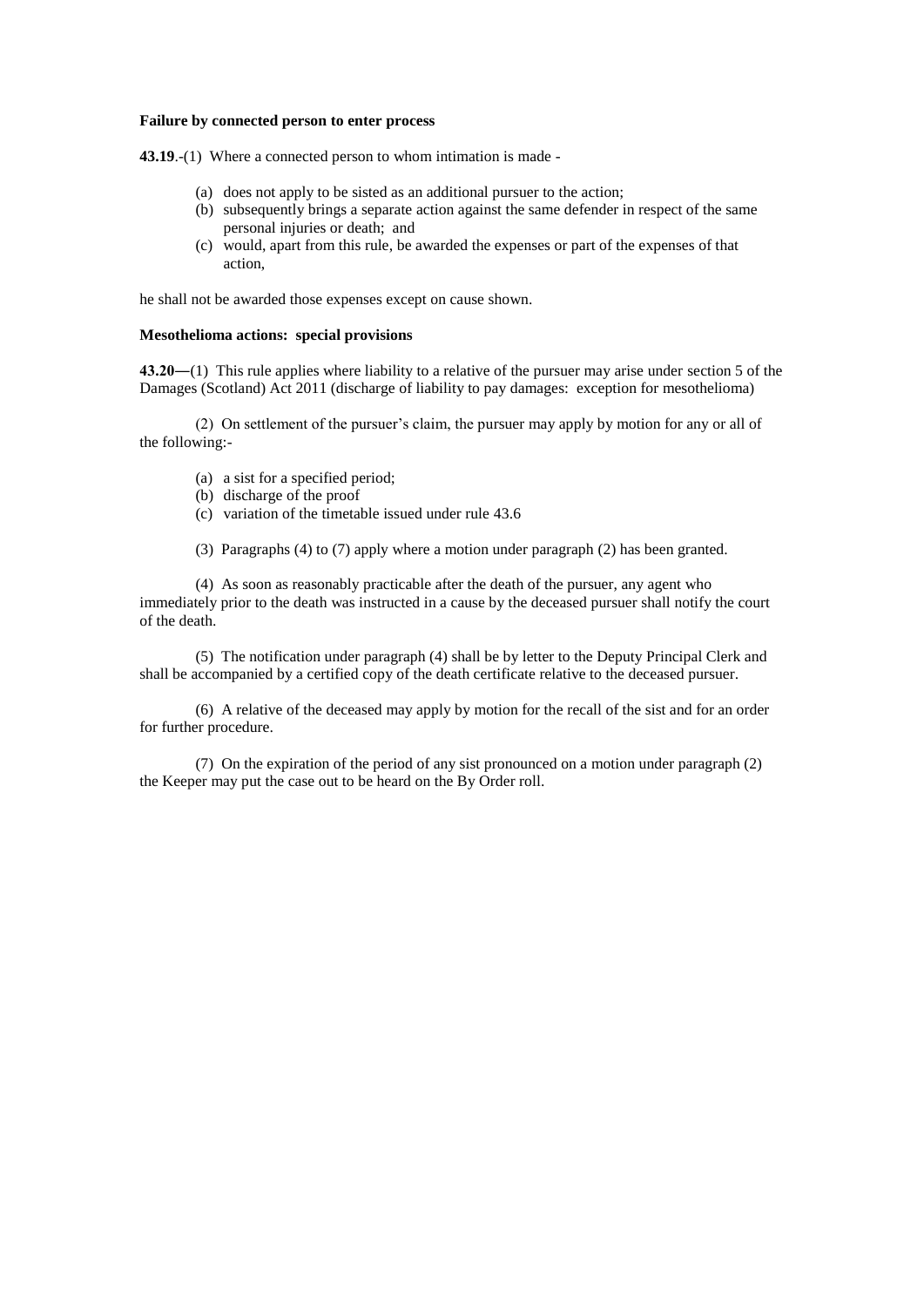**Failure by connected person to enter process**

**43.19**.-(1) Where a connected person to whom intimation is made -

- (a) does not apply to be sisted as an additional pursuer to the action;
- (b) subsequently brings a separate action against the same defender in respect of the same personal injuries or death; and
- (c) would, apart from this rule, be awarded the expenses or part of the expenses of that action,

he shall not be awarded those expenses except on cause shown.

**Mesothelioma actions: special provisions**

**43.20**—(1) This rule applies where liability to a relative of the pursuer may arise under section 5 of the Damages (Scotland) Act 2011 (discharge of liability to pay damages: exception for mesothelioma)

(2) On settlement of the pursuer's claim, the pursuer may apply by motion for any or all of the following:-

- (a) a sist for a specified period;
- (b) discharge of the proof
- (c) variation of the timetable issued under rule 43.6

(3) Paragraphs (4) to (7) apply where a motion under paragraph (2) has been granted.

(4) As soon as reasonably practicable after the death of the pursuer, any agent who immediately prior to the death was instructed in a cause by the deceased pursuer shall notify the court of the death.

(5) The notification under paragraph (4) shall be by letter to the Deputy Principal Clerk and shall be accompanied by a certified copy of the death certificate relative to the deceased pursuer.

(6) A relative of the deceased may apply by motion for the recall of the sist and for an order for further procedure.

(7) On the expiration of the period of any sist pronounced on a motion under paragraph (2) the Keeper may put the case out to be heard on the By Order roll.